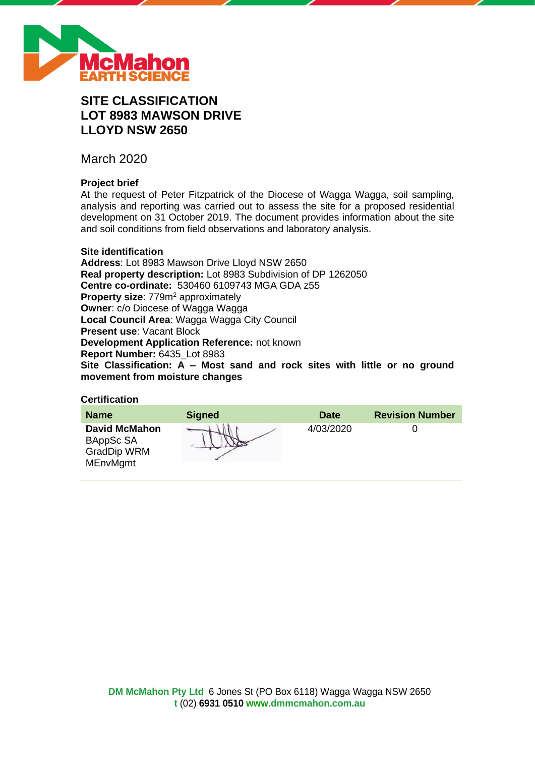McMahon EARTH SCIENCE

# SITE CLASSIFICATION
# LOT 8983 MAWSON DRIVE
# LLOYD NSW 2650

March 2020

### Project brief

At the request of Peter Fitzpatrick of the Diocese of Wagga Wagga, soil sampling, analysis and reporting was carried out to assess the site for a proposed residential development on 31 October 2019. The document provides information about the site and soil conditions from field observations and laboratory analysis.

### Site identification

**Address**: Lot 8983 Mawson Drive Lloyd NSW 2650
**Real property description:** Lot 8983 Subdivision of DP 1262050
**Centre co-ordinate:** 530460 6109743 MGA GDA z55
**Property size**: 779m$^2$ approximately
**Owner**: c/o Diocese of Wagga Wagga
**Local Council Area**: Wagga Wagga City Council
**Present use**: Vacant Block
**Development Application Reference:** not known
**Report Number:** 6435_Lot 8983
**Site Classification: A – Most sand and rock sites with little or no ground movement from moisture changes**

### Certification

| Name | Signed | Date | Revision Number |
|---|---|---|---|
| **David McMahon** BAppSc SA GradDip WRM MEnvMgmt | | 4/03/2020 | 0 |

**DM McMahon Pty Ltd** 6 Jones St (PO Box 6118) Wagga Wagga NSW 2650
**t** (02) **6931 0510** **www.dmmcmahon.com.au**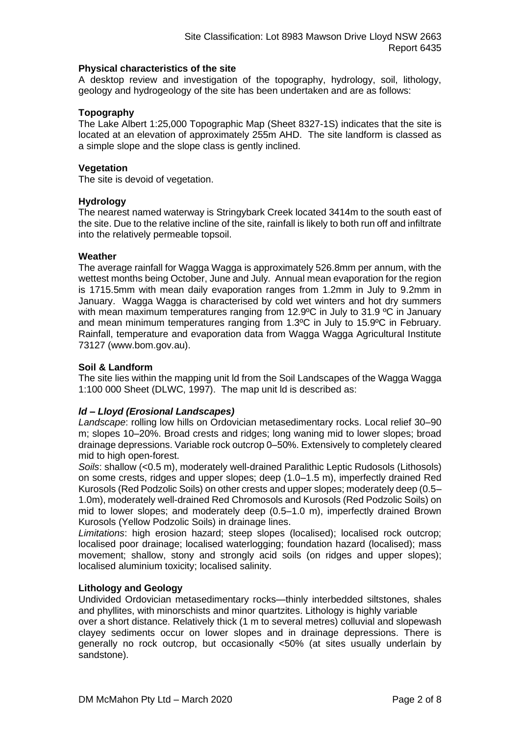### Physical characteristics of the site

A desktop review and investigation of the topography, hydrology, soil, lithology, geology and hydrogeology of the site has been undertaken and are as follows:

### Topography

The Lake Albert 1:25,000 Topographic Map (Sheet 8327-1S) indicates that the site is located at an elevation of approximately 255m AHD. The site landform is classed as a simple slope and the slope class is gently inclined.

### Vegetation

The site is devoid of vegetation.

### Hydrology

The nearest named waterway is Stringybark Creek located 3414m to the south east of the site. Due to the relative incline of the site, rainfall is likely to both run off and infiltrate into the relatively permeable topsoil.

### Weather

The average rainfall for Wagga Wagga is approximately 526.8mm per annum, with the wettest months being October, June and July. Annual mean evaporation for the region is 1715.5mm with mean daily evaporation ranges from 1.2mm in July to 9.2mm in January. Wagga Wagga is characterised by cold wet winters and hot dry summers with mean maximum temperatures ranging from 12.9ºC in July to 31.9 ºC in January and mean minimum temperatures ranging from 1.3ºC in July to 15.9ºC in February. Rainfall, temperature and evaporation data from Wagga Wagga Agricultural Institute 73127 (www.bom.gov.au).

### Soil & Landform

The site lies within the mapping unit ld from the Soil Landscapes of the Wagga Wagga 1:100 000 Sheet (DLWC, 1997). The map unit ld is described as:

#### *ld – Lloyd (Erosional Landscapes)*

*Landscape*: rolling low hills on Ordovician metasedimentary rocks. Local relief 30–90 m; slopes 10–20%. Broad crests and ridges; long waning mid to lower slopes; broad drainage depressions. Variable rock outcrop 0–50%. Extensively to completely cleared mid to high open-forest.

*Soils*: shallow (<0.5 m), moderately well-drained Paralithic Leptic Rudosols (Lithosols) on some crests, ridges and upper slopes; deep (1.0–1.5 m), imperfectly drained Red Kurosols (Red Podzolic Soils) on other crests and upper slopes; moderately deep (0.5–1.0m), moderately well-drained Red Chromosols and Kurosols (Red Podzolic Soils) on mid to lower slopes; and moderately deep (0.5–1.0 m), imperfectly drained Brown Kurosols (Yellow Podzolic Soils) in drainage lines.

*Limitations*: high erosion hazard; steep slopes (localised); localised rock outcrop; localised poor drainage; localised waterlogging; foundation hazard (localised); mass movement; shallow, stony and strongly acid soils (on ridges and upper slopes); localised aluminium toxicity; localised salinity.

### Lithology and Geology

Undivided Ordovician metasedimentary rocks—thinly interbedded siltstones, shales and phyllites, with minorschists and minor quartzites. Lithology is highly variable over a short distance. Relatively thick (1 m to several metres) colluvial and slopewash clayey sediments occur on lower slopes and in drainage depressions. There is generally no rock outcrop, but occasionally <50% (at sites usually underlain by sandstone).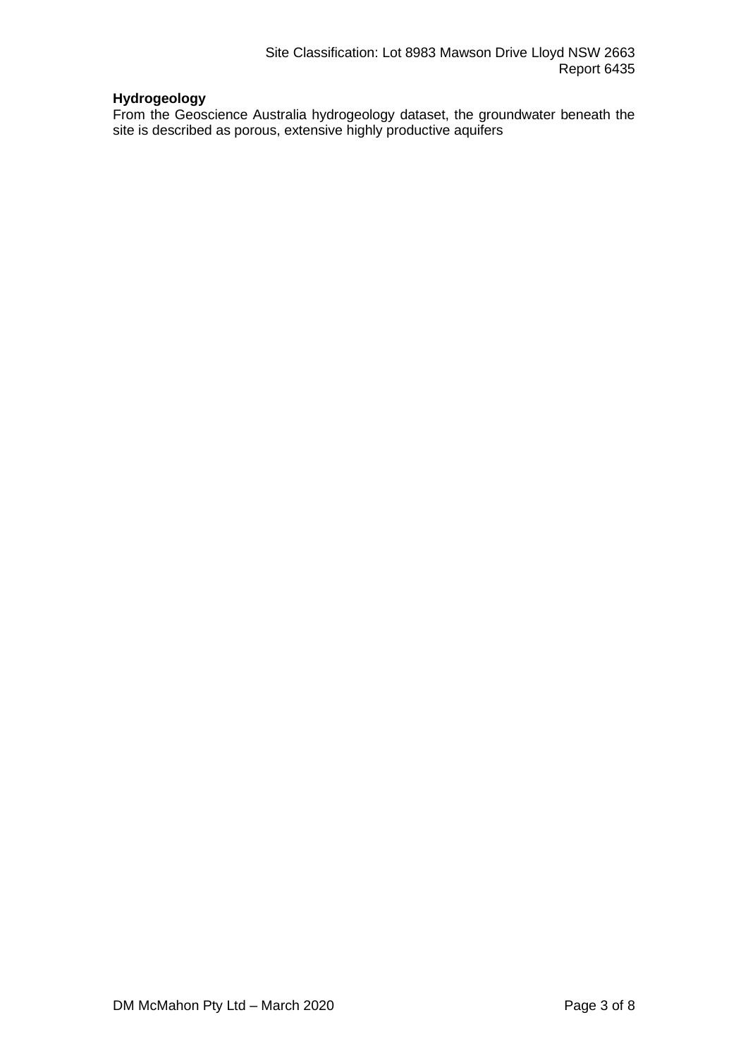**Hydrogeology**

From the Geoscience Australia hydrogeology dataset, the groundwater beneath the site is described as porous, extensive highly productive aquifers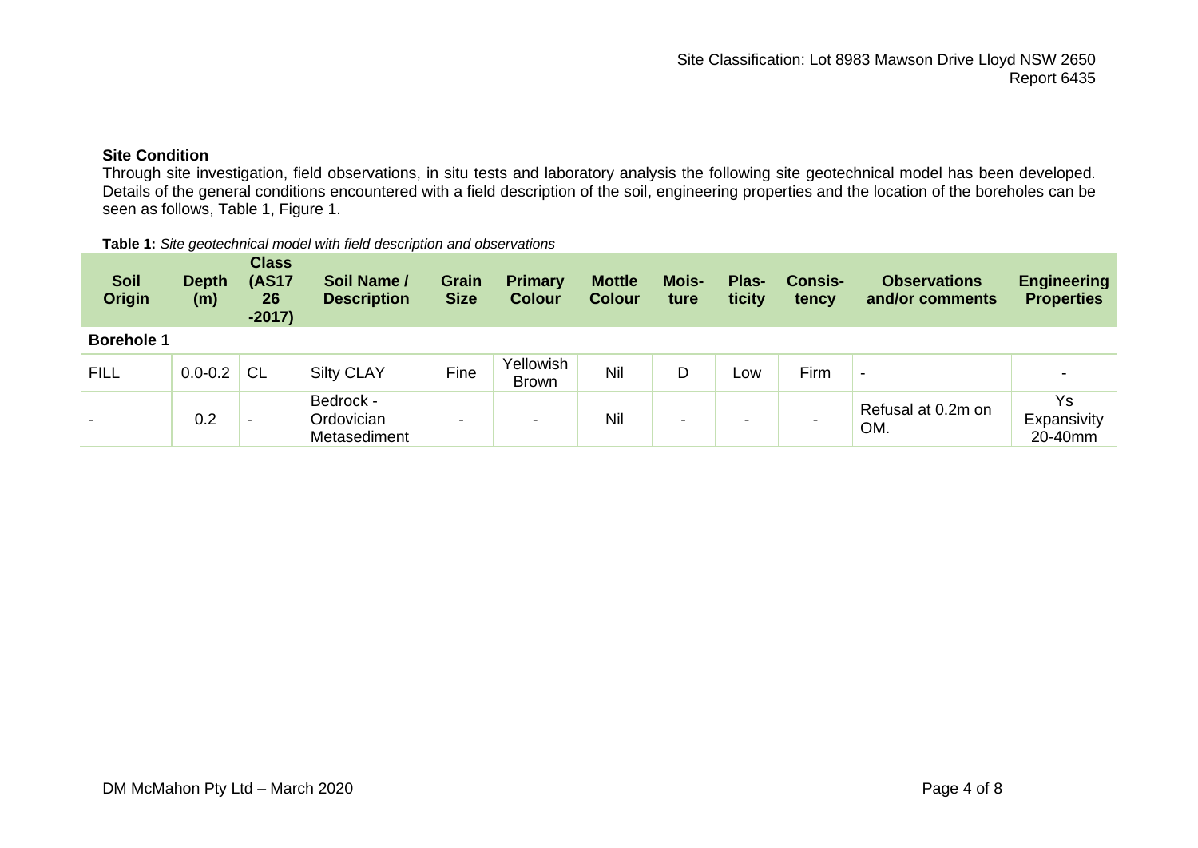### Site Condition

Through site investigation, field observations, in situ tests and laboratory analysis the following site geotechnical model has been developed. Details of the general conditions encountered with a field description of the soil, engineering properties and the location of the boreholes can be seen as follows, Table 1, Figure 1.

**Table 1:** *Site geotechnical model with field description and observations*

| Soil Origin | Depth (m) | Class (AS1726-2017) | Soil Name / Description | Grain Size | Primary Colour | Mottle Colour | Moisture | Plasticity | Consistency | Observations and/or comments | Engineering Properties |
|---|---|---|---|---|---|---|---|---|---|---|---|
| **Borehole 1** | | | | | | | | | | | |
| FILL | 0.0-0.2 | CL | Silty CLAY | Fine | Yellowish Brown | Nil | D | Low | Firm | - | - |
| - | 0.2 | - | Bedrock - Ordovician Metasediment | - | - | Nil | - | - | - | Refusal at 0.2m on OM. | Ys Expansivity 20-40mm |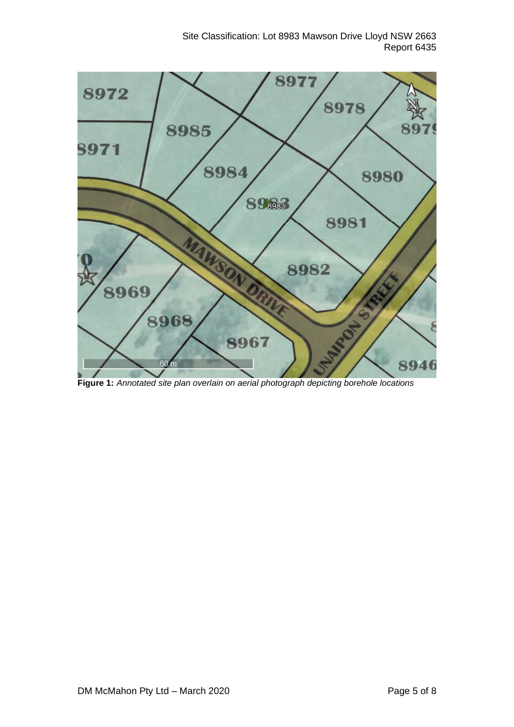**Figure 1:** *Annotated site plan overlain on aerial photograph depicting borehole locations*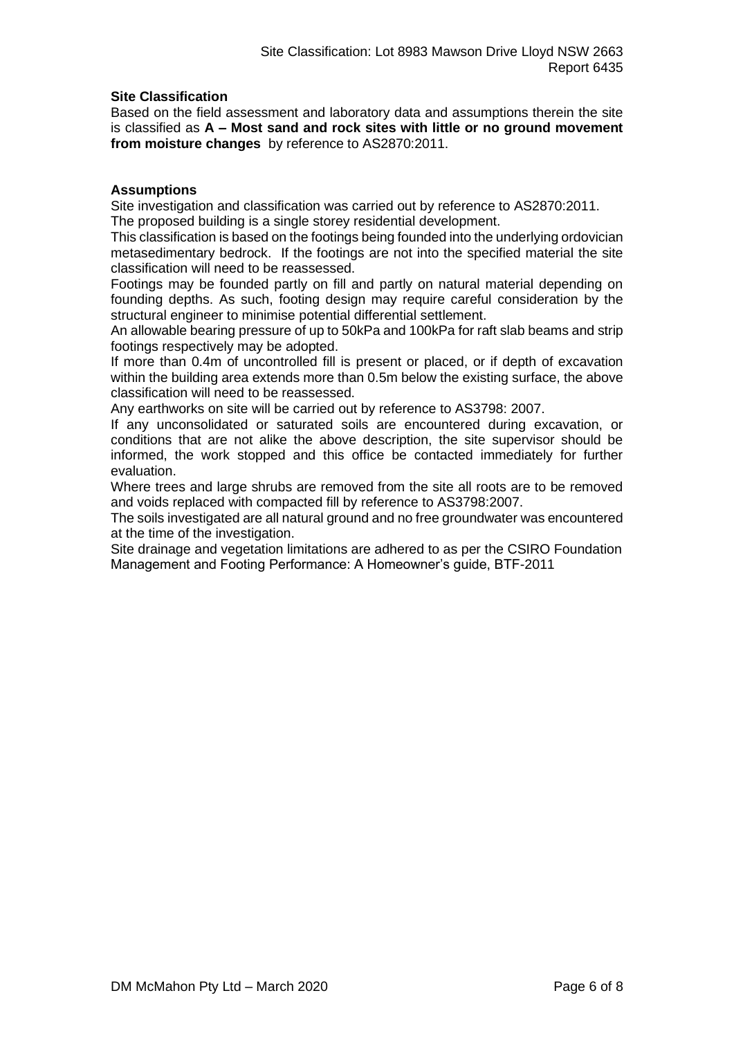## Site Classification

Based on the field assessment and laboratory data and assumptions therein the site is classified as **A – Most sand and rock sites with little or no ground movement from moisture changes** by reference to AS2870:2011.

## Assumptions

Site investigation and classification was carried out by reference to AS2870:2011.

The proposed building is a single storey residential development.

This classification is based on the footings being founded into the underlying ordovician metasedimentary bedrock. If the footings are not into the specified material the site classification will need to be reassessed.

Footings may be founded partly on fill and partly on natural material depending on founding depths. As such, footing design may require careful consideration by the structural engineer to minimise potential differential settlement.

An allowable bearing pressure of up to 50kPa and 100kPa for raft slab beams and strip footings respectively may be adopted.

If more than 0.4m of uncontrolled fill is present or placed, or if depth of excavation within the building area extends more than 0.5m below the existing surface, the above classification will need to be reassessed.

Any earthworks on site will be carried out by reference to AS3798: 2007.

If any unconsolidated or saturated soils are encountered during excavation, or conditions that are not alike the above description, the site supervisor should be informed, the work stopped and this office be contacted immediately for further evaluation.

Where trees and large shrubs are removed from the site all roots are to be removed and voids replaced with compacted fill by reference to AS3798:2007.

The soils investigated are all natural ground and no free groundwater was encountered at the time of the investigation.

Site drainage and vegetation limitations are adhered to as per the CSIRO Foundation Management and Footing Performance: A Homeowner's guide, BTF-2011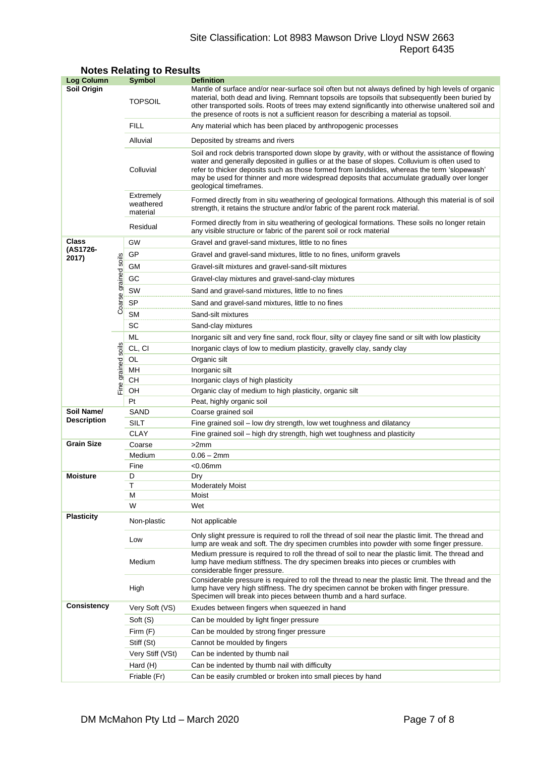## Notes Relating to Results

| Log Column | | Symbol | Definition |
|---|---|---|---|
| **Soil Origin** | | TOPSOIL | Mantle of surface and/or near-surface soil often but not always defined by high levels of organic material, both dead and living. Remnant topsoils are topsoils that subsequently been buried by other transported soils. Roots of trees may extend significantly into otherwise unaltered soil and the presence of roots is not a sufficient reason for describing a material as topsoil. |
| | | FILL | Any material which has been placed by anthropogenic processes |
| | | Alluvial | Deposited by streams and rivers |
| | | Colluvial | Soil and rock debris transported down slope by gravity, with or without the assistance of flowing water and generally deposited in gullies or at the base of slopes. Colluvium is often used to refer to thicker deposits such as those formed from landslides, whereas the term 'slopewash' may be used for thinner and more widespread deposits that accumulate gradually over longer geological timeframes. |
| | | Extremely weathered material | Formed directly from in situ weathering of geological formations. Although this material is of soil strength, it retains the structure and/or fabric of the parent rock material. |
| | | Residual | Formed directly from in situ weathering of geological formations. These soils no longer retain any visible structure or fabric of the parent soil or rock material |
| **Class (AS1726-2017)** | Coarse grained soils | GW | Gravel and gravel-sand mixtures, little to no fines |
| | | GP | Gravel and gravel-sand mixtures, little to no fines, uniform gravels |
| | | GM | Gravel-silt mixtures and gravel-sand-silt mixtures |
| | | GC | Gravel-clay mixtures and gravel-sand-clay mixtures |
| | | SW | Sand and gravel-sand mixtures, little to no fines |
| | | SP | Sand and gravel-sand mixtures, little to no fines |
| | | SM | Sand-silt mixtures |
| | | SC | Sand-clay mixtures |
| | Fine grained soils | ML | Inorganic silt and very fine sand, rock flour, silty or clayey fine sand or silt with low plasticity |
| | | CL, CI | Inorganic clays of low to medium plasticity, gravelly clay, sandy clay |
| | | OL | Organic silt |
| | | MH | Inorganic silt |
| | | CH | Inorganic clays of high plasticity |
| | | OH | Organic clay of medium to high plasticity, organic silt |
| | | Pt | Peat, highly organic soil |
| **Soil Name/ Description** | | SAND | Coarse grained soil |
| | | SILT | Fine grained soil – low dry strength, low wet toughness and dilatancy |
| | | CLAY | Fine grained soil – high dry strength, high wet toughness and plasticity |
| **Grain Size** | | Coarse | >2mm |
| | | Medium | 0.06 – 2mm |
| | | Fine | <0.06mm |
| **Moisture** | | D | Dry |
| | | T | Moderately Moist |
| | | M | Moist |
| | | W | Wet |
| **Plasticity** | | Non-plastic | Not applicable |
| | | Low | Only slight pressure is required to roll the thread of soil near the plastic limit. The thread and lump are weak and soft. The dry specimen crumbles into powder with some finger pressure. |
| | | Medium | Medium pressure is required to roll the thread of soil to near the plastic limit. The thread and lump have medium stiffness. The dry specimen breaks into pieces or crumbles with considerable finger pressure. |
| | | High | Considerable pressure is required to roll the thread to near the plastic limit. The thread and the lump have very high stiffness. The dry specimen cannot be broken with finger pressure. Specimen will break into pieces between thumb and a hard surface. |
| **Consistency** | | Very Soft (VS) | Exudes between fingers when squeezed in hand |
| | | Soft (S) | Can be moulded by light finger pressure |
| | | Firm (F) | Can be moulded by strong finger pressure |
| | | Stiff (St) | Cannot be moulded by fingers |
| | | Very Stiff (VSt) | Can be indented by thumb nail |
| | | Hard (H) | Can be indented by thumb nail with difficulty |
| | | Friable (Fr) | Can be easily crumbled or broken into small pieces by hand |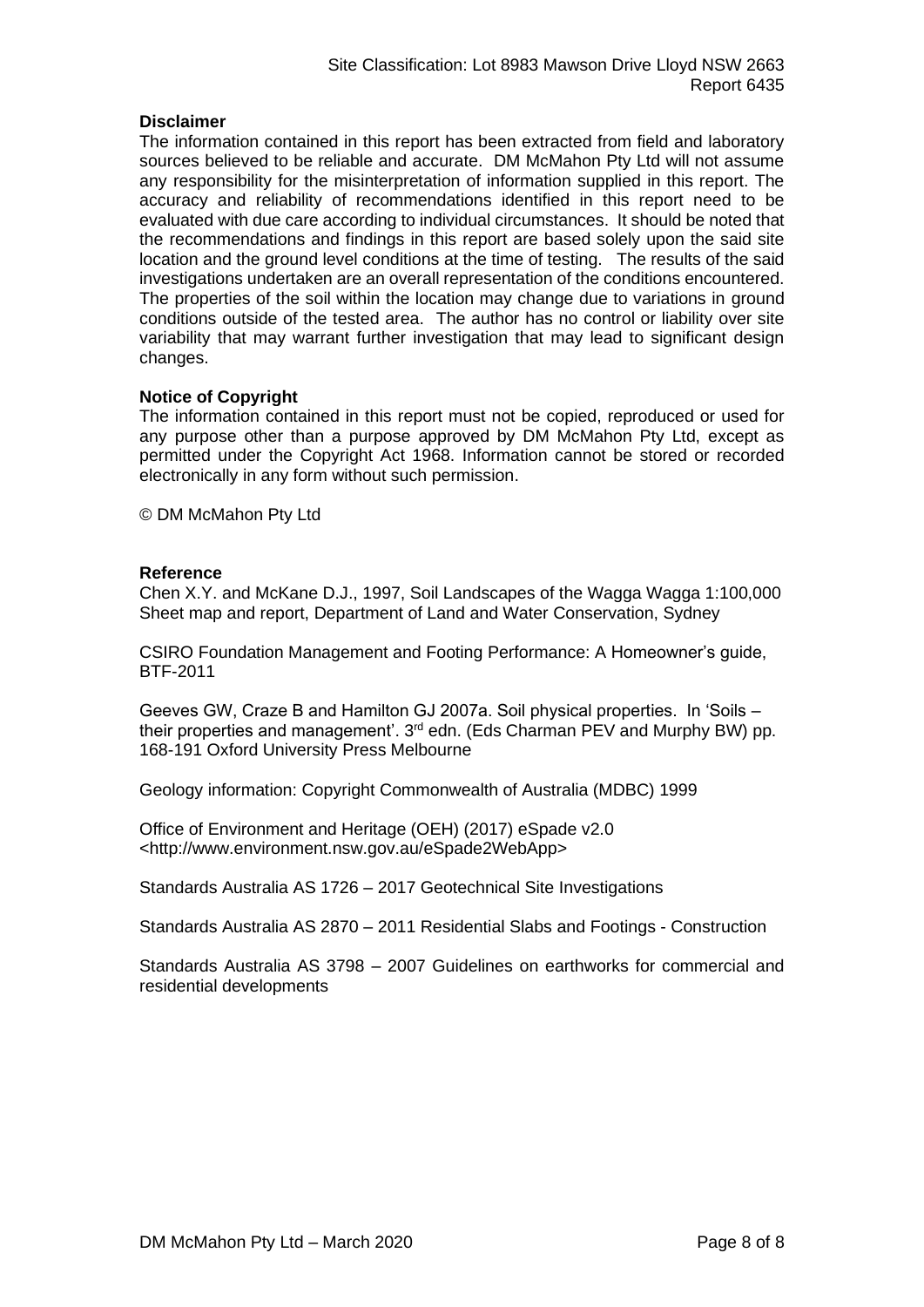**Disclaimer**

The information contained in this report has been extracted from field and laboratory sources believed to be reliable and accurate. DM McMahon Pty Ltd will not assume any responsibility for the misinterpretation of information supplied in this report. The accuracy and reliability of recommendations identified in this report need to be evaluated with due care according to individual circumstances. It should be noted that the recommendations and findings in this report are based solely upon the said site location and the ground level conditions at the time of testing. The results of the said investigations undertaken are an overall representation of the conditions encountered. The properties of the soil within the location may change due to variations in ground conditions outside of the tested area. The author has no control or liability over site variability that may warrant further investigation that may lead to significant design changes.

**Notice of Copyright**

The information contained in this report must not be copied, reproduced or used for any purpose other than a purpose approved by DM McMahon Pty Ltd, except as permitted under the Copyright Act 1968. Information cannot be stored or recorded electronically in any form without such permission.

© DM McMahon Pty Ltd

**Reference**

Chen X.Y. and McKane D.J., 1997, Soil Landscapes of the Wagga Wagga 1:100,000 Sheet map and report, Department of Land and Water Conservation, Sydney

CSIRO Foundation Management and Footing Performance: A Homeowner's guide, BTF-2011

Geeves GW, Craze B and Hamilton GJ 2007a. Soil physical properties. In 'Soils – their properties and management'. 3rd edn. (Eds Charman PEV and Murphy BW) pp. 168-191 Oxford University Press Melbourne

Geology information: Copyright Commonwealth of Australia (MDBC) 1999

Office of Environment and Heritage (OEH) (2017) eSpade v2.0 <http://www.environment.nsw.gov.au/eSpade2WebApp>

Standards Australia AS 1726 – 2017 Geotechnical Site Investigations

Standards Australia AS 2870 – 2011 Residential Slabs and Footings - Construction

Standards Australia AS 3798 – 2007 Guidelines on earthworks for commercial and residential developments